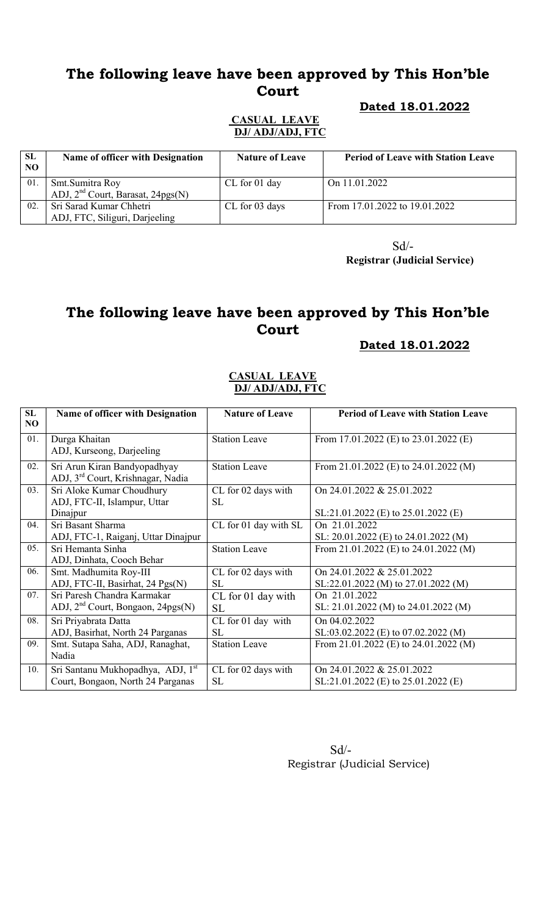# The following leave have been approved by This Hon'ble Court

**Dated 18.01.2022**

**CASUAL LEAVE**
**DJ/ ADJ/ADJ, FTC**

| SL NO | Name of officer with Designation | Nature of Leave | Period of Leave with Station Leave |
|---|---|---|---|
| 01. | Smt.Sumitra Roy<br>ADJ, 2nd Court, Barasat, 24pgs(N) | CL for 01 day | On 11.01.2022 |
| 02. | Sri Sarad Kumar Chhetri<br>ADJ, FTC, Siliguri, Darjeeling | CL for 03 days | From 17.01.2022 to 19.01.2022 |

Sd/-
**Registrar (Judicial Service)**

# The following leave have been approved by This Hon'ble Court

**Dated 18.01.2022**

**CASUAL LEAVE**
**DJ/ ADJ/ADJ, FTC**

| SL NO | Name of officer with Designation | Nature of Leave | Period of Leave with Station Leave |
|---|---|---|---|
| 01. | Durga Khaitan<br>ADJ, Kurseong, Darjeeling | Station Leave | From 17.01.2022 (E) to 23.01.2022 (E) |
| 02. | Sri Arun Kiran Bandyopadhyay<br>ADJ, 3rd Court, Krishnagar, Nadia | Station Leave | From 21.01.2022 (E) to 24.01.2022 (M) |
| 03. | Sri Aloke Kumar Choudhury<br>ADJ, FTC-II, Islampur, Uttar Dinajpur | CL for 02 days with SL | On 24.01.2022 & 25.01.2022<br>SL:21.01.2022 (E) to 25.01.2022 (E) |
| 04. | Sri Basant Sharma<br>ADJ, FTC-1, Raiganj, Uttar Dinajpur | CL for 01 day with SL | On 21.01.2022<br>SL: 20.01.2022 (E) to 24.01.2022 (M) |
| 05. | Sri Hemanta Sinha<br>ADJ, Dinhata, Cooch Behar | Station Leave | From 21.01.2022 (E) to 24.01.2022 (M) |
| 06. | Smt. Madhumita Roy-III<br>ADJ, FTC-II, Basirhat, 24 Pgs(N) | CL for 02 days with SL | On 24.01.2022 & 25.01.2022<br>SL:22.01.2022 (M) to 27.01.2022 (M) |
| 07. | Sri Paresh Chandra Karmakar<br>ADJ, 2nd Court, Bongaon, 24pgs(N) | CL for 01 day with SL | On 21.01.2022<br>SL: 21.01.2022 (M) to 24.01.2022 (M) |
| 08. | Sri Priyabrata Datta<br>ADJ, Basirhat, North 24 Parganas | CL for 01 day with SL | On 04.02.2022<br>SL:03.02.2022 (E) to 07.02.2022 (M) |
| 09. | Smt. Sutapa Saha, ADJ, Ranaghat, Nadia | Station Leave | From 21.01.2022 (E) to 24.01.2022 (M) |
| 10. | Sri Santanu Mukhopadhya, ADJ, 1st Court, Bongaon, North 24 Parganas | CL for 02 days with SL | On 24.01.2022 & 25.01.2022<br>SL:21.01.2022 (E) to 25.01.2022 (E) |

Sd/-
Registrar (Judicial Service)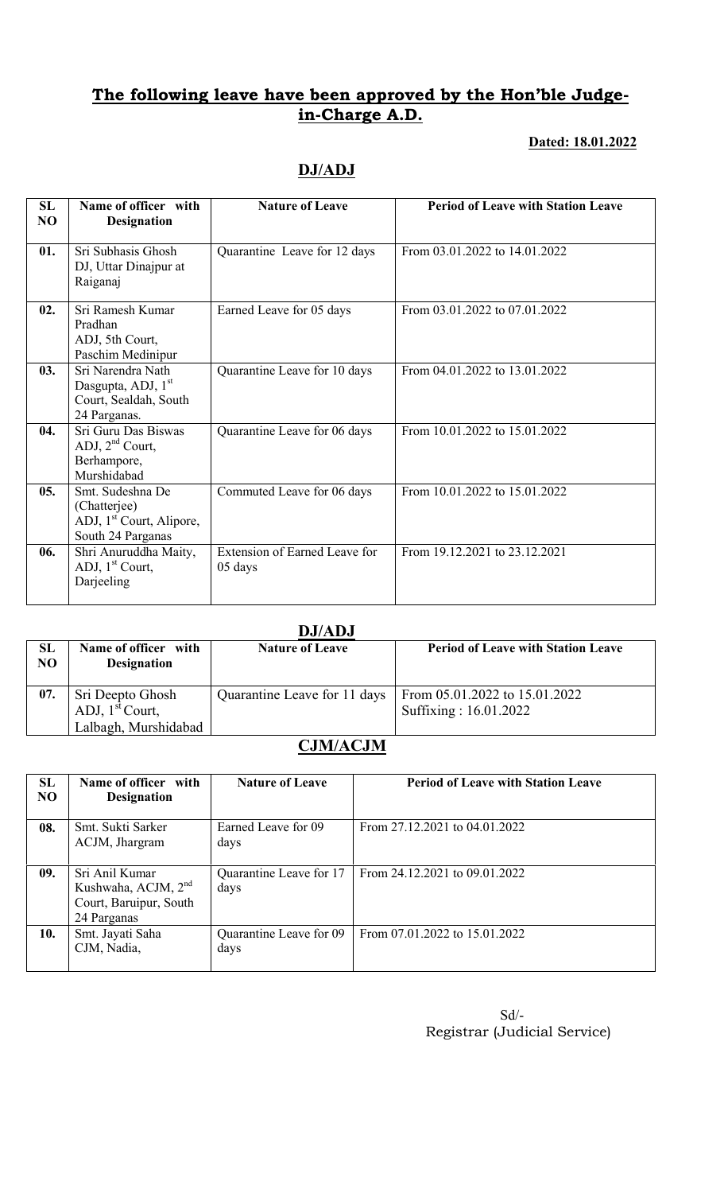## The following leave have been approved by the Hon'ble Judge-in-Charge A.D.

**Dated: 18.01.2022**

### DJ/ADJ

| SL NO | Name of officer with Designation | Nature of Leave | Period of Leave with Station Leave |
|---|---|---|---|
| 01. | Sri Subhasis Ghosh DJ, Uttar Dinajpur at Raiganaj | Quarantine Leave for 12 days | From 03.01.2022 to 14.01.2022 |
| 02. | Sri Ramesh Kumar Pradhan ADJ, 5th Court, Paschim Medinipur | Earned Leave for 05 days | From 03.01.2022 to 07.01.2022 |
| 03. | Sri Narendra Nath Dasgupta, ADJ, 1st Court, Sealdah, South 24 Parganas. | Quarantine Leave for 10 days | From 04.01.2022 to 13.01.2022 |
| 04. | Sri Guru Das Biswas ADJ, 2nd Court, Berhampore, Murshidabad | Quarantine Leave for 06 days | From 10.01.2022 to 15.01.2022 |
| 05. | Smt. Sudeshna De (Chatterjee) ADJ, 1st Court, Alipore, South 24 Parganas | Commuted Leave for 06 days | From 10.01.2022 to 15.01.2022 |
| 06. | Shri Anuruddha Maity, ADJ, 1st Court, Darjeeling | Extension of Earned Leave for 05 days | From 19.12.2021 to 23.12.2021 |

### DJ/ADJ

| SL NO | Name of officer with Designation | Nature of Leave | Period of Leave with Station Leave |
|---|---|---|---|
| 07. | Sri Deepto Ghosh ADJ, 1st Court, Lalbagh, Murshidabad | Quarantine Leave for 11 days | From 05.01.2022 to 15.01.2022 Suffixing : 16.01.2022 |

### CJM/ACJM

| SL NO | Name of officer with Designation | Nature of Leave | Period of Leave with Station Leave |
|---|---|---|---|
| 08. | Smt. Sukti Sarker ACJM, Jhargram | Earned Leave for 09 days | From 27.12.2021 to 04.01.2022 |
| 09. | Sri Anil Kumar Kushwaha, ACJM, 2nd Court, Baruipur, South 24 Parganas | Quarantine Leave for 17 days | From 24.12.2021 to 09.01.2022 |
| 10. | Smt. Jayati Saha CJM, Nadia, | Quarantine Leave for 09 days | From 07.01.2022 to 15.01.2022 |

Sd/-
Registrar (Judicial Service)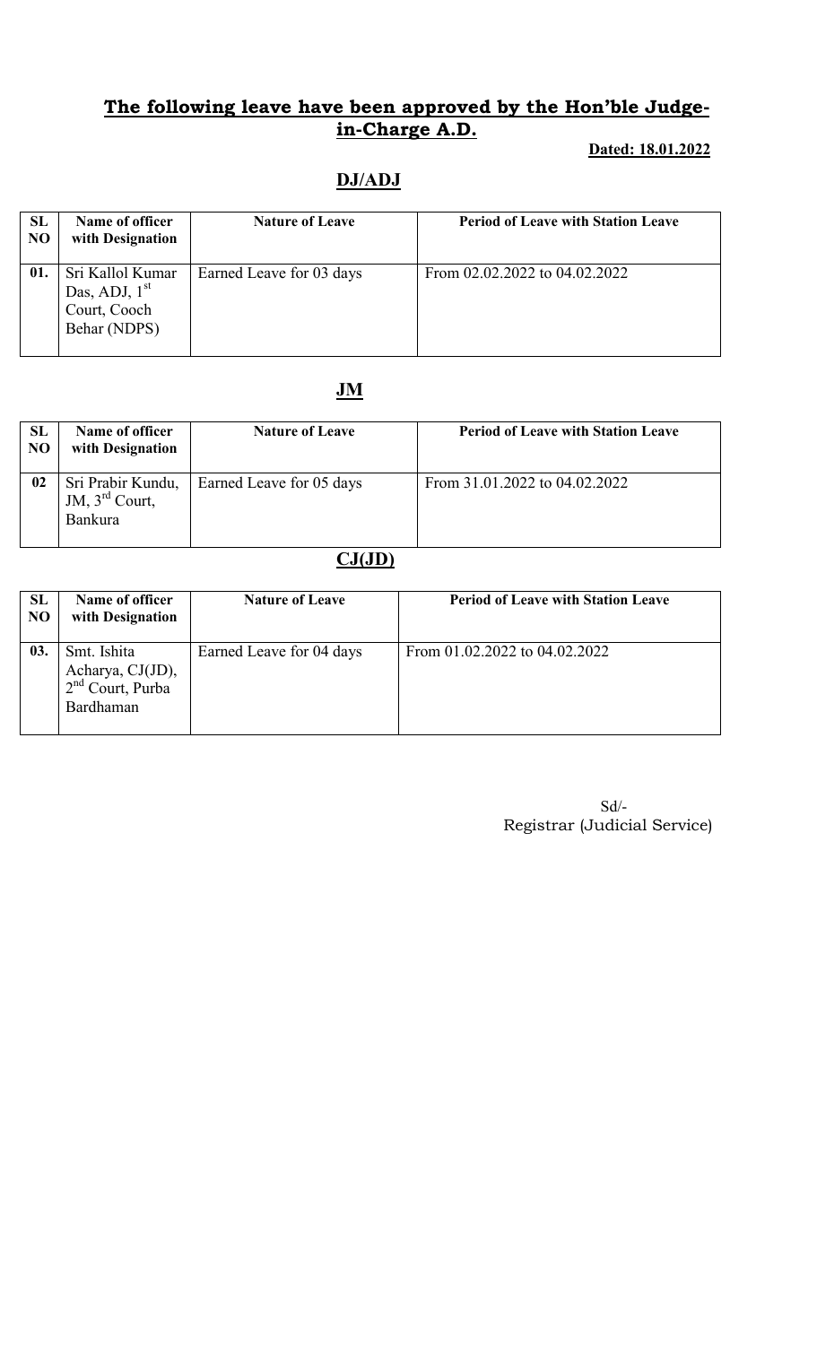## The following leave have been approved by the Hon'ble Judge-in-Charge A.D.

**Dated: 18.01.2022**

### DJ/ADJ

| SL NO | Name of officer with Designation | Nature of Leave | Period of Leave with Station Leave |
|---|---|---|---|
| 01. | Sri Kallol Kumar Das, ADJ, 1st Court, Cooch Behar (NDPS) | Earned Leave for 03 days | From 02.02.2022 to 04.02.2022 |

### JM

| SL NO | Name of officer with Designation | Nature of Leave | Period of Leave with Station Leave |
|---|---|---|---|
| 02 | Sri Prabir Kundu, JM, 3rd Court, Bankura | Earned Leave for 05 days | From 31.01.2022 to 04.02.2022 |

### CJ(JD)

| SL NO | Name of officer with Designation | Nature of Leave | Period of Leave with Station Leave |
|---|---|---|---|
| 03. | Smt. Ishita Acharya, CJ(JD), 2nd Court, Purba Bardhaman | Earned Leave for 04 days | From 01.02.2022 to 04.02.2022 |

Sd/-
Registrar (Judicial Service)